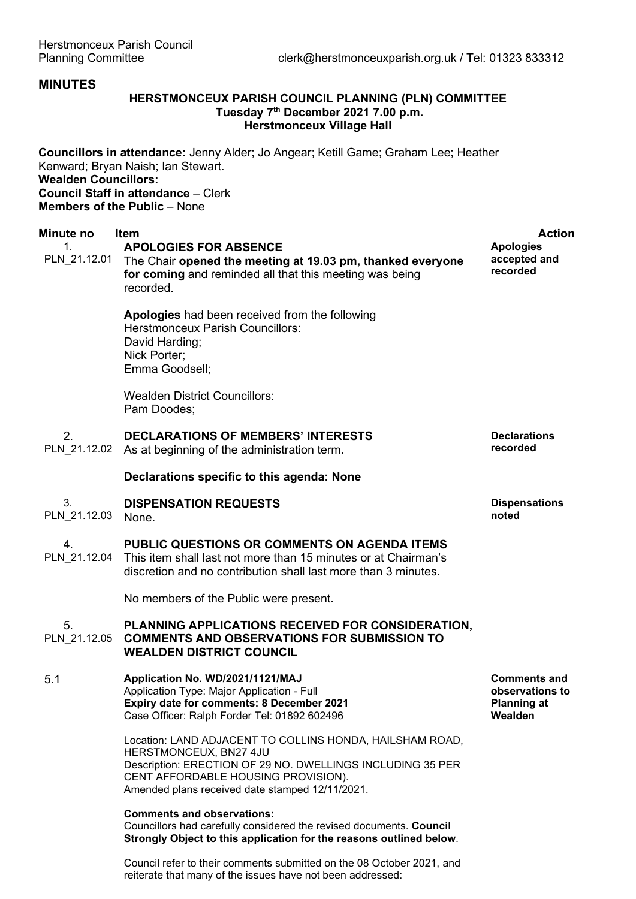Herstmonceux Parish Council
Planning Committee clerk@herstmonceuxparish.org.uk / Tel: 01323 833312

# MINUTES

## HERSTMONCEUX PARISH COUNCIL PLANNING (PLN) COMMITTEE
**Tuesday 7th December 2021 7.00 p.m.**
**Herstmonceux Village Hall**

**Councillors in attendance:** Jenny Alder; Jo Angear; Ketill Game; Graham Lee; Heather Kenward; Bryan Naish; Ian Stewart.
**Wealden Councillors:**
**Council Staff in attendance** – Clerk
**Members of the Public** – None

| Minute no | Item | Action |
|---|---|---|
| 1. PLN_21.12.01 | **APOLOGIES FOR ABSENCE**<br>The Chair **opened the meeting at 19.03 pm, thanked everyone for coming** and reminded all that this meeting was being recorded.<br><br>**Apologies** had been received from the following Herstmonceux Parish Councillors:<br>David Harding;<br>Nick Porter;<br>Emma Goodsell;<br><br>Wealden District Councillors:<br>Pam Doodes; | **Apologies accepted and recorded** |
| 2. PLN_21.12.02 | **DECLARATIONS OF MEMBERS' INTERESTS**<br>As at beginning of the administration term.<br><br>**Declarations specific to this agenda: None** | **Declarations recorded** |
| 3. PLN_21.12.03 | **DISPENSATION REQUESTS**<br>None. | **Dispensations noted** |
| 4. PLN_21.12.04 | **PUBLIC QUESTIONS OR COMMENTS ON AGENDA ITEMS**<br>This item shall last not more than 15 minutes or at Chairman's discretion and no contribution shall last more than 3 minutes.<br><br>No members of the Public were present. | |
| 5. PLN_21.12.05 | **PLANNING APPLICATIONS RECEIVED FOR CONSIDERATION, COMMENTS AND OBSERVATIONS FOR SUBMISSION TO WEALDEN DISTRICT COUNCIL** | |
| 5.1 | **Application No. WD/2021/1121/MAJ**<br>Application Type: Major Application - Full<br>**Expiry date for comments: 8 December 2021**<br>Case Officer: Ralph Forder Tel: 01892 602496<br><br>Location: LAND ADJACENT TO COLLINS HONDA, HAILSHAM ROAD, HERSTMONCEUX, BN27 4JU<br>Description: ERECTION OF 29 NO. DWELLINGS INCLUDING 35 PER CENT AFFORDABLE HOUSING PROVISION).<br>Amended plans received date stamped 12/11/2021.<br><br>**Comments and observations:**<br>Councillors had carefully considered the revised documents. **Council Strongly Object to this application for the reasons outlined below**.<br><br>Council refer to their comments submitted on the 08 October 2021, and reiterate that many of the issues have not been addressed: | **Comments and observations to Planning at Wealden** |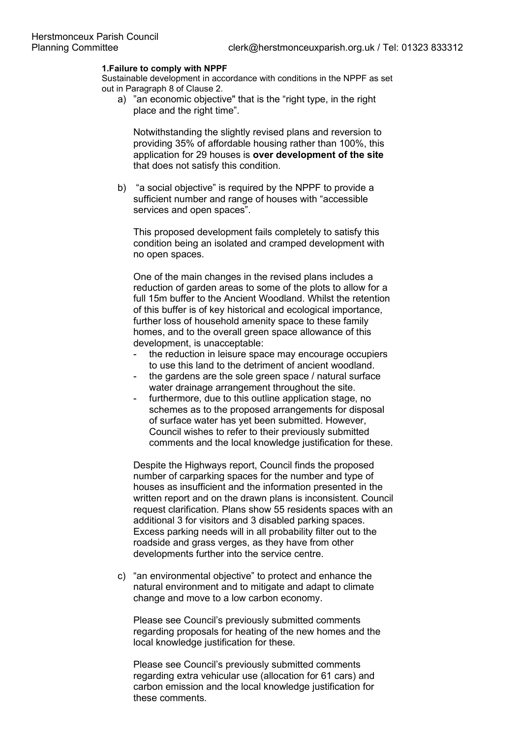**1.Failure to comply with NPPF**

Sustainable development in accordance with conditions in the NPPF as set out in Paragraph 8 of Clause 2.

a) "an economic objective" that is the "right type, in the right place and the right time".

   Notwithstanding the slightly revised plans and reversion to providing 35% of affordable housing rather than 100%, this application for 29 houses is **over development of the site** that does not satisfy this condition.

b) "a social objective" is required by the NPPF to provide a sufficient number and range of houses with "accessible services and open spaces".

   This proposed development fails completely to satisfy this condition being an isolated and cramped development with no open spaces.

   One of the main changes in the revised plans includes a reduction of garden areas to some of the plots to allow for a full 15m buffer to the Ancient Woodland. Whilst the retention of this buffer is of key historical and ecological importance, further loss of household amenity space to these family homes, and to the overall green space allowance of this development, is unacceptable:

   - the reduction in leisure space may encourage occupiers to use this land to the detriment of ancient woodland.
   - the gardens are the sole green space / natural surface water drainage arrangement throughout the site.
   - furthermore, due to this outline application stage, no schemes as to the proposed arrangements for disposal of surface water has yet been submitted. However, Council wishes to refer to their previously submitted comments and the local knowledge justification for these.

   Despite the Highways report, Council finds the proposed number of carparking spaces for the number and type of houses as insufficient and the information presented in the written report and on the drawn plans is inconsistent. Council request clarification. Plans show 55 residents spaces with an additional 3 for visitors and 3 disabled parking spaces. Excess parking needs will in all probability filter out to the roadside and grass verges, as they have from other developments further into the service centre.

c) "an environmental objective" to protect and enhance the natural environment and to mitigate and adapt to climate change and move to a low carbon economy.

   Please see Council's previously submitted comments regarding proposals for heating of the new homes and the local knowledge justification for these.

   Please see Council's previously submitted comments regarding extra vehicular use (allocation for 61 cars) and carbon emission and the local knowledge justification for these comments.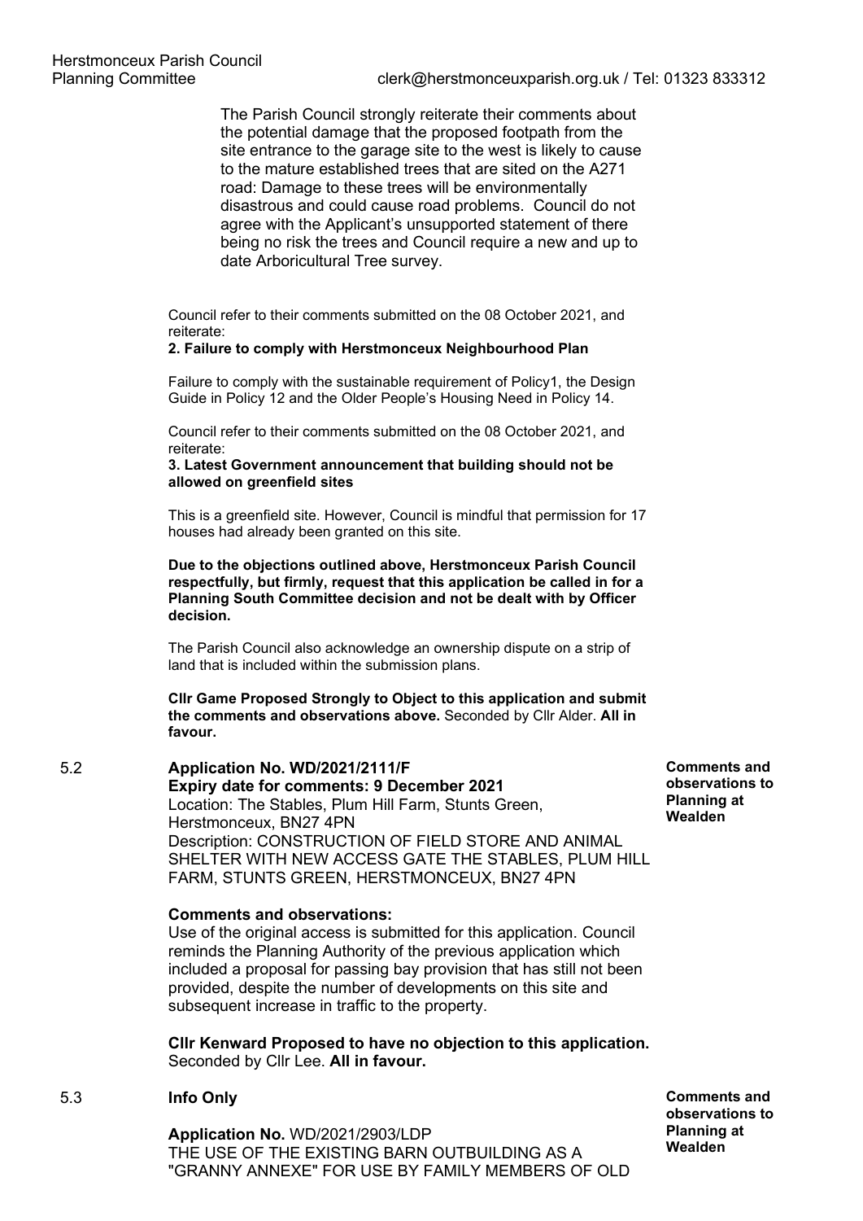The Parish Council strongly reiterate their comments about the potential damage that the proposed footpath from the site entrance to the garage site to the west is likely to cause to the mature established trees that are sited on the A271 road: Damage to these trees will be environmentally disastrous and could cause road problems. Council do not agree with the Applicant's unsupported statement of there being no risk the trees and Council require a new and up to date Arboricultural Tree survey.

Council refer to their comments submitted on the 08 October 2021, and reiterate:

**2. Failure to comply with Herstmonceux Neighbourhood Plan**

Failure to comply with the sustainable requirement of Policy1, the Design Guide in Policy 12 and the Older People's Housing Need in Policy 14.

Council refer to their comments submitted on the 08 October 2021, and reiterate:

**3. Latest Government announcement that building should not be allowed on greenfield sites**

This is a greenfield site. However, Council is mindful that permission for 17 houses had already been granted on this site.

**Due to the objections outlined above, Herstmonceux Parish Council respectfully, but firmly, request that this application be called in for a Planning South Committee decision and not be dealt with by Officer decision.**

The Parish Council also acknowledge an ownership dispute on a strip of land that is included within the submission plans.

**Cllr Game Proposed Strongly to Object to this application and submit the comments and observations above.** Seconded by Cllr Alder. **All in favour.**

5.2 **Application No. WD/2021/2111/F** — **Comments and observations to Planning at Wealden**

**Expiry date for comments: 9 December 2021**

Location: The Stables, Plum Hill Farm, Stunts Green, Herstmonceux, BN27 4PN

Description: CONSTRUCTION OF FIELD STORE AND ANIMAL SHELTER WITH NEW ACCESS GATE THE STABLES, PLUM HILL FARM, STUNTS GREEN, HERSTMONCEUX, BN27 4PN

**Comments and observations:**

Use of the original access is submitted for this application. Council reminds the Planning Authority of the previous application which included a proposal for passing bay provision that has still not been provided, despite the number of developments on this site and subsequent increase in traffic to the property.

**Cllr Kenward Proposed to have no objection to this application.** Seconded by Cllr Lee. **All in favour.**

5.3 **Info Only** — **Comments and observations to Planning at Wealden**

**Application No.** WD/2021/2903/LDP

THE USE OF THE EXISTING BARN OUTBUILDING AS A "GRANNY ANNEXE" FOR USE BY FAMILY MEMBERS OF OLD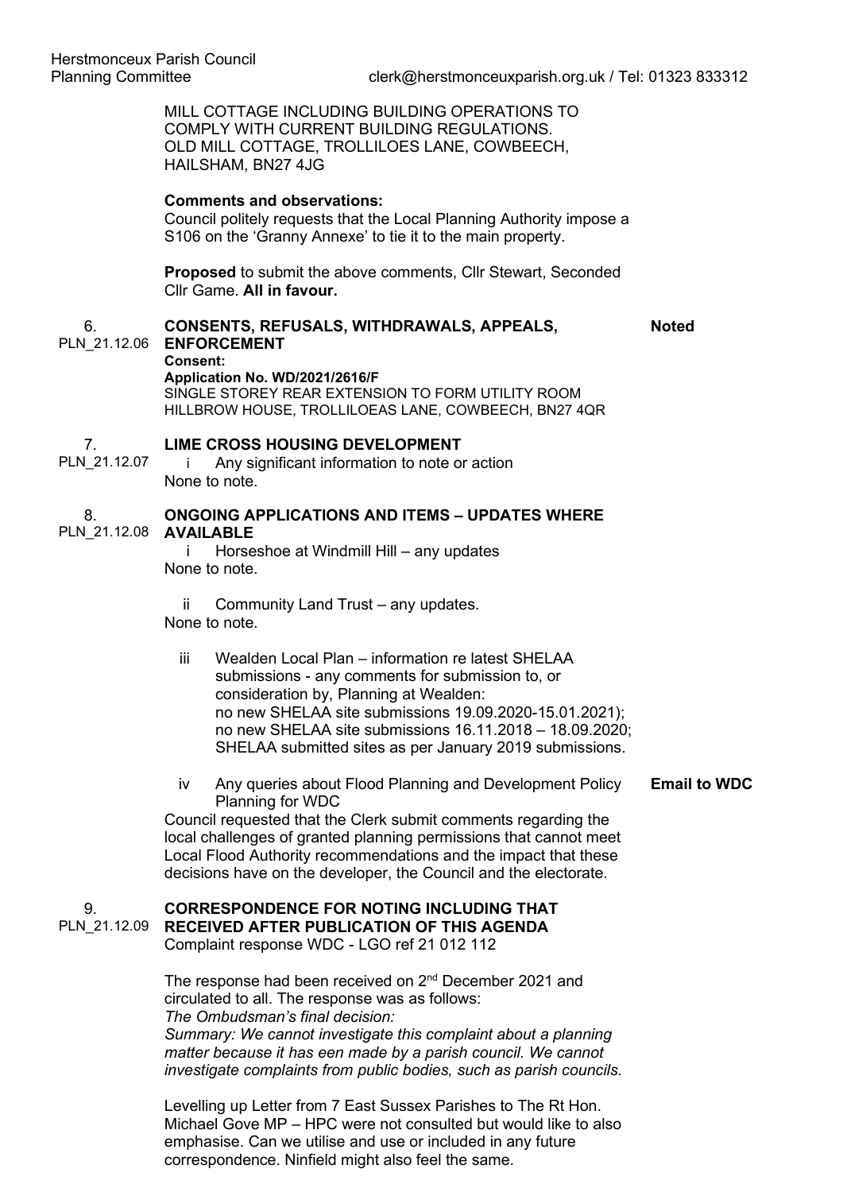MILL COTTAGE INCLUDING BUILDING OPERATIONS TO COMPLY WITH CURRENT BUILDING REGULATIONS.
OLD MILL COTTAGE, TROLLILOES LANE, COWBEECH, HAILSHAM, BN27 4JG

**Comments and observations:**
Council politely requests that the Local Planning Authority impose a S106 on the 'Granny Annexe' to tie it to the main property.

**Proposed** to submit the above comments, Cllr Stewart, Seconded Cllr Game. **All in favour.**

6. PLN_21.12.06 **CONSENTS, REFUSALS, WITHDRAWALS, APPEALS, ENFORCEMENT** — **Noted**

**Consent:**
**Application No. WD/2021/2616/F**
SINGLE STOREY REAR EXTENSION TO FORM UTILITY ROOM
HILLBROW HOUSE, TROLLILOEAS LANE, COWBEECH, BN27 4QR

7. PLN_21.12.07 **LIME CROSS HOUSING DEVELOPMENT**

i Any significant information to note or action
None to note.

8. PLN_21.12.08 **ONGOING APPLICATIONS AND ITEMS – UPDATES WHERE AVAILABLE**

i Horseshoe at Windmill Hill – any updates
None to note.

ii Community Land Trust – any updates.
None to note.

iii Wealden Local Plan – information re latest SHELAA submissions - any comments for submission to, or consideration by, Planning at Wealden:
no new SHELAA site submissions 19.09.2020-15.01.2021);
no new SHELAA site submissions 16.11.2018 – 18.09.2020;
SHELAA submitted sites as per January 2019 submissions.

iv Any queries about Flood Planning and Development Policy Planning for WDC — **Email to WDC**

Council requested that the Clerk submit comments regarding the local challenges of granted planning permissions that cannot meet Local Flood Authority recommendations and the impact that these decisions have on the developer, the Council and the electorate.

9. PLN_21.12.09 **CORRESPONDENCE FOR NOTING INCLUDING THAT RECEIVED AFTER PUBLICATION OF THIS AGENDA**

Complaint response WDC - LGO ref 21 012 112

The response had been received on 2nd December 2021 and circulated to all. The response was as follows:
*The Ombudsman's final decision:*
*Summary: We cannot investigate this complaint about a planning matter because it has een made by a parish council. We cannot investigate complaints from public bodies, such as parish councils.*

Levelling up Letter from 7 East Sussex Parishes to The Rt Hon. Michael Gove MP – HPC were not consulted but would like to also emphasise. Can we utilise and use or included in any future correspondence. Ninfield might also feel the same.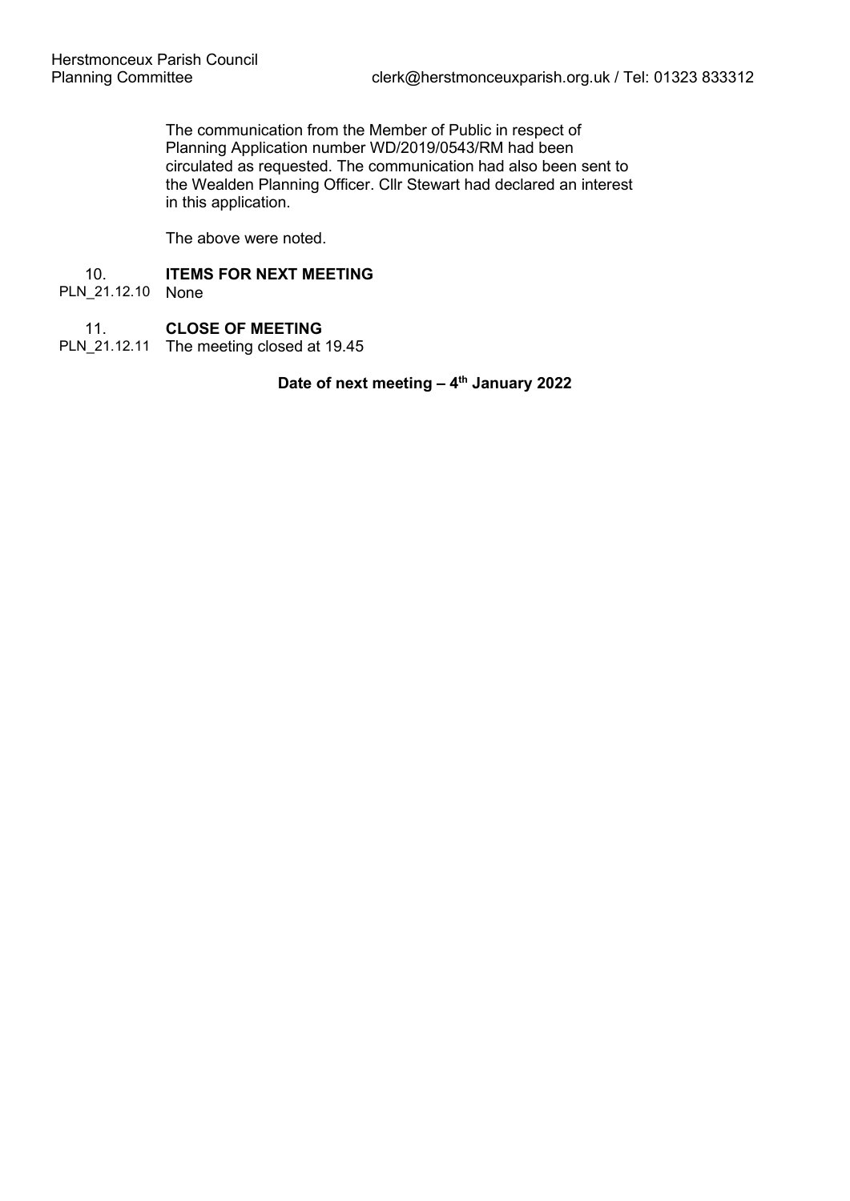The communication from the Member of Public in respect of Planning Application number WD/2019/0543/RM had been circulated as requested. The communication had also been sent to the Wealden Planning Officer. Cllr Stewart had declared an interest in this application.

The above were noted.

10. **ITEMS FOR NEXT MEETING**

PLN_21.12.10 None

11. **CLOSE OF MEETING**

PLN_21.12.11 The meeting closed at 19.45

**Date of next meeting – 4th January 2022**